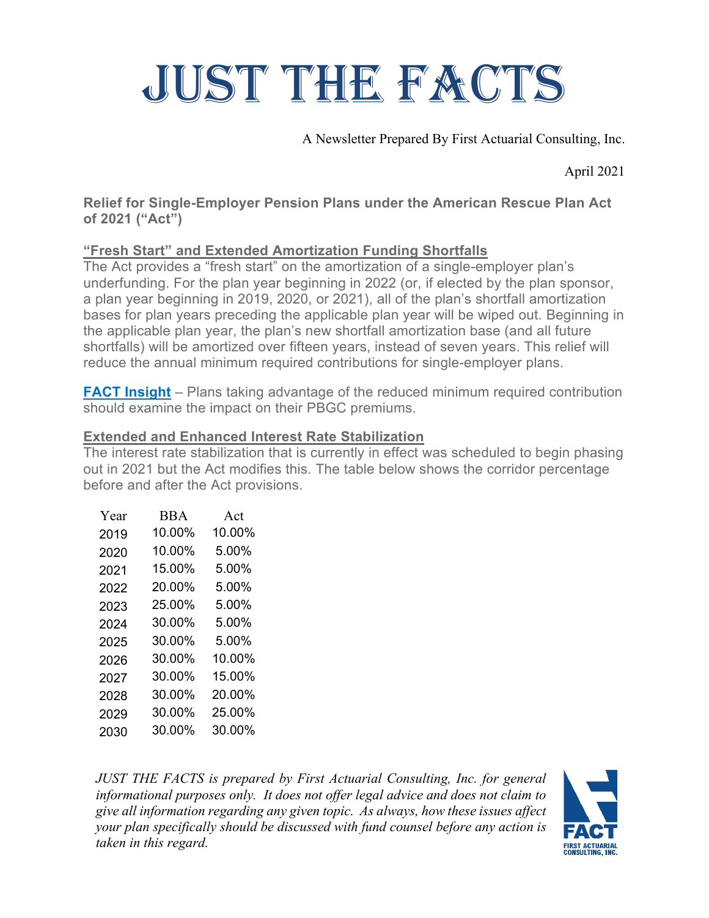# JUST THE FACTS

A Newsletter Prepared By First Actuarial Consulting, Inc.

April 2021

**Relief for Single-Employer Pension Plans under the American Rescue Plan Act of 2021 ("Act")**

### "Fresh Start" and Extended Amortization Funding Shortfalls

The Act provides a "fresh start" on the amortization of a single-employer plan's underfunding. For the plan year beginning in 2022 (or, if elected by the plan sponsor, a plan year beginning in 2019, 2020, or 2021), all of the plan's shortfall amortization bases for plan years preceding the applicable plan year will be wiped out. Beginning in the applicable plan year, the plan's new shortfall amortization base (and all future shortfalls) will be amortized over fifteen years, instead of seven years. This relief will reduce the annual minimum required contributions for single-employer plans.

**FACT Insight** – Plans taking advantage of the reduced minimum required contribution should examine the impact on their PBGC premiums.

### Extended and Enhanced Interest Rate Stabilization

The interest rate stabilization that is currently in effect was scheduled to begin phasing out in 2021 but the Act modifies this. The table below shows the corridor percentage before and after the Act provisions.

| Year | BBA | Act |
|---|---|---|
| 2019 | 10.00% | 10.00% |
| 2020 | 10.00% | 5.00% |
| 2021 | 15.00% | 5.00% |
| 2022 | 20.00% | 5.00% |
| 2023 | 25.00% | 5.00% |
| 2024 | 30.00% | 5.00% |
| 2025 | 30.00% | 5.00% |
| 2026 | 30.00% | 10.00% |
| 2027 | 30.00% | 15.00% |
| 2028 | 30.00% | 20.00% |
| 2029 | 30.00% | 25.00% |
| 2030 | 30.00% | 30.00% |

*JUST THE FACTS is prepared by First Actuarial Consulting, Inc. for general informational purposes only. It does not offer legal advice and does not claim to give all information regarding any given topic. As always, how these issues affect your plan specifically should be discussed with fund counsel before any action is taken in this regard.*

FACT
FIRST ACTUARIAL CONSULTING, INC.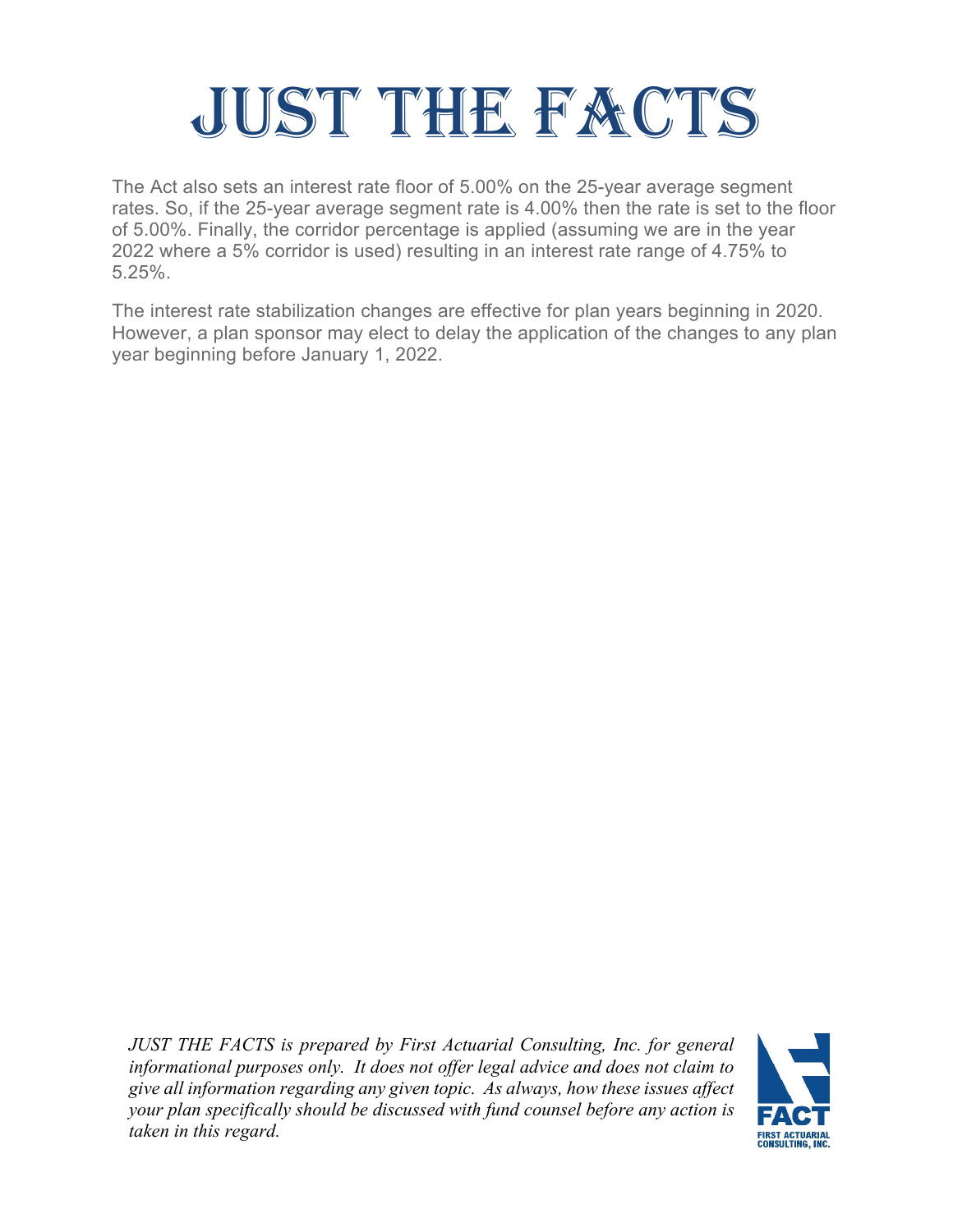# JUST THE FACTS

The Act also sets an interest rate floor of 5.00% on the 25-year average segment rates. So, if the 25-year average segment rate is 4.00% then the rate is set to the floor of 5.00%. Finally, the corridor percentage is applied (assuming we are in the year 2022 where a 5% corridor is used) resulting in an interest rate range of 4.75% to 5.25%.

The interest rate stabilization changes are effective for plan years beginning in 2020. However, a plan sponsor may elect to delay the application of the changes to any plan year beginning before January 1, 2022.

*JUST THE FACTS is prepared by First Actuarial Consulting, Inc. for general informational purposes only. It does not offer legal advice and does not claim to give all information regarding any given topic. As always, how these issues affect your plan specifically should be discussed with fund counsel before any action is taken in this regard.*

FACT
FIRST ACTUARIAL CONSULTING, INC.